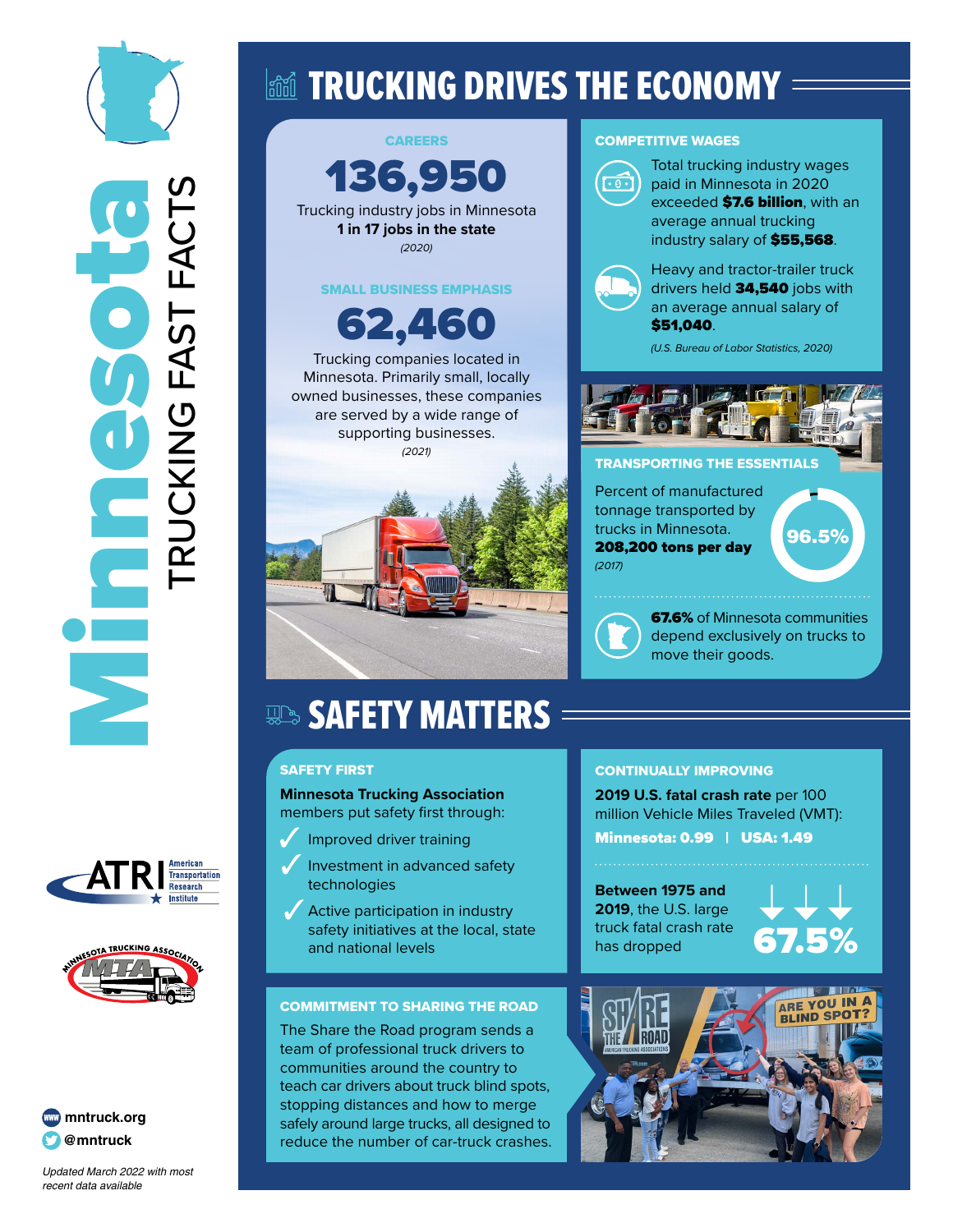# Minnesota TRUCKING FAST FACTS

## TRUCKING DRIVES THE ECONOMY

### CAREERS

**136,950**

Trucking industry jobs in Minnesota
**1 in 17 jobs in the state**
*(2020)*

### SMALL BUSINESS EMPHASIS

**62,460**

Trucking companies located in Minnesota. Primarily small, locally owned businesses, these companies are served by a wide range of supporting businesses.
*(2021)*

### COMPETITIVE WAGES

Total trucking industry wages paid in Minnesota in 2020 exceeded **$7.6 billion**, with an average annual trucking industry salary of **$55,568**.

Heavy and tractor-trailer truck drivers held **34,540** jobs with an average annual salary of **$51,040**.

*(U.S. Bureau of Labor Statistics, 2020)*

### TRANSPORTING THE ESSENTIALS

Percent of manufactured tonnage transported by trucks in Minnesota.
**208,200 tons per day**
*(2017)*

**96.5%**

**67.6%** of Minnesota communities depend exclusively on trucks to move their goods.

## SAFETY MATTERS

### SAFETY FIRST

**Minnesota Trucking Association** members put safety first through:

- Improved driver training
- Investment in advanced safety technologies
- Active participation in industry safety initiatives at the local, state and national levels

### CONTINUALLY IMPROVING

**2019 U.S. fatal crash rate** per 100 million Vehicle Miles Traveled (VMT):

**Minnesota: 0.99 | USA: 1.49**

**Between 1975 and 2019**, the U.S. large truck fatal crash rate has dropped **67.5%**

### COMMITMENT TO SHARING THE ROAD

The Share the Road program sends a team of professional truck drivers to communities around the country to teach car drivers about truck blind spots, stopping distances and how to merge safely around large trucks, all designed to reduce the number of car-truck crashes.

mntruck.org
@mntruck

*Updated March 2022 with most recent data available*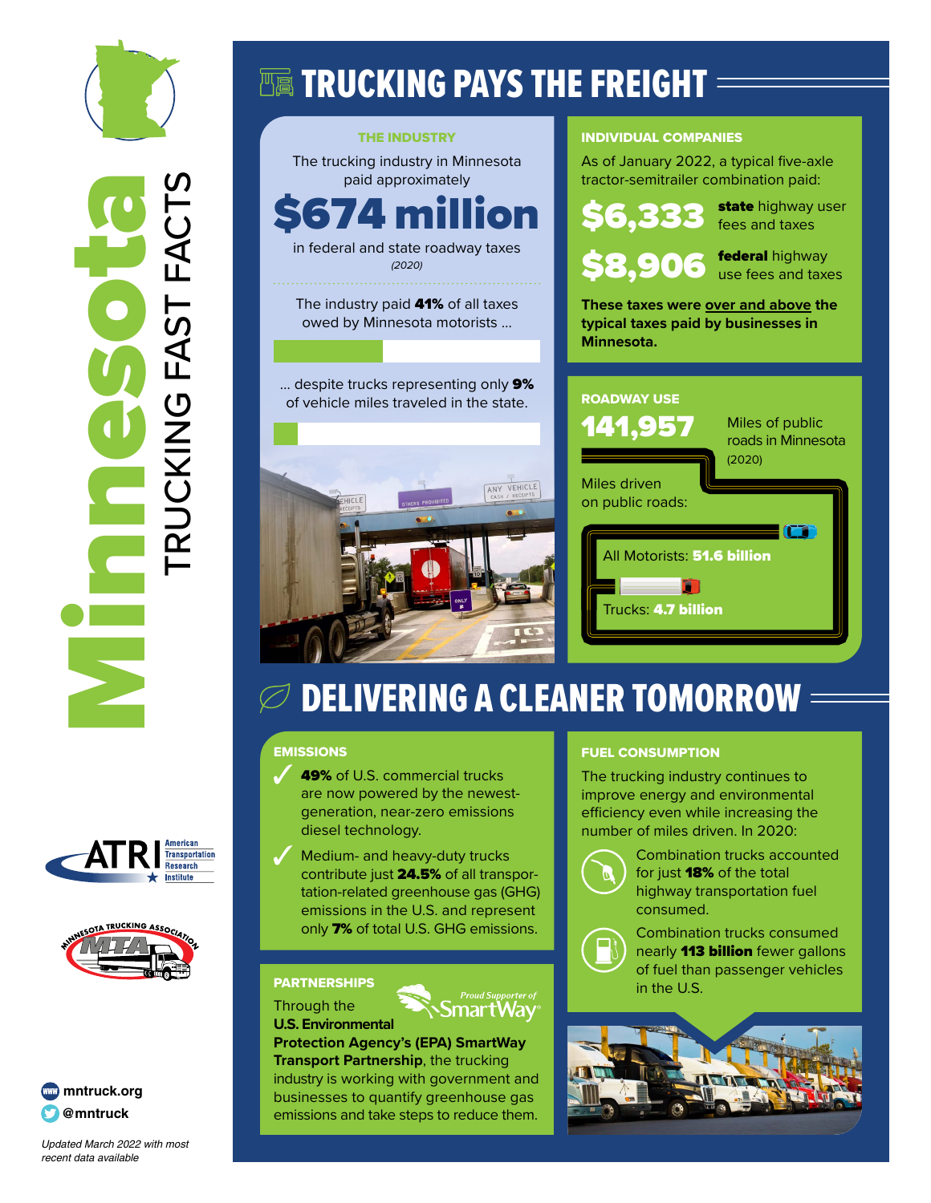# Minnesota TRUCKING FAST FACTS

## TRUCKING PAYS THE FREIGHT

### THE INDUSTRY

The trucking industry in Minnesota paid approximately

**$674 million**

in federal and state roadway taxes

*(2020)*

The industry paid **41%** of all taxes owed by Minnesota motorists ...

... despite trucks representing only **9%** of vehicle miles traveled in the state.

### INDIVIDUAL COMPANIES

As of January 2022, a typical five-axle tractor-semitrailer combination paid:

**$6,333** **state** highway user fees and taxes

**$8,906** **federal** highway use fees and taxes

**These taxes were over and above the typical taxes paid by businesses in Minnesota.**

### ROADWAY USE

**141,957** Miles of public roads in Minnesota (2020)

Miles driven on public roads:

All Motorists: **51.6 billion**

Trucks: **4.7 billion**

## DELIVERING A CLEANER TOMORROW

### EMISSIONS

- **49%** of U.S. commercial trucks are now powered by the newest-generation, near-zero emissions diesel technology.
- Medium- and heavy-duty trucks contribute just **24.5%** of all transportation-related greenhouse gas (GHG) emissions in the U.S. and represent only **7%** of total U.S. GHG emissions.

### PARTNERSHIPS

Proud Supporter of SmartWay®

Through the **U.S. Environmental Protection Agency's (EPA) SmartWay Transport Partnership**, the trucking industry is working with government and businesses to quantify greenhouse gas emissions and take steps to reduce them.

### FUEL CONSUMPTION

The trucking industry continues to improve energy and environmental efficiency even while increasing the number of miles driven. In 2020:

- Combination trucks accounted for just **18%** of the total highway transportation fuel consumed.
- Combination trucks consumed nearly **113 billion** fewer gallons of fuel than passenger vehicles in the U.S.

ATRI American Transportation Research Institute

Minnesota Trucking Association MTA

mntruck.org

@mntruck

*Updated March 2022 with most recent data available*